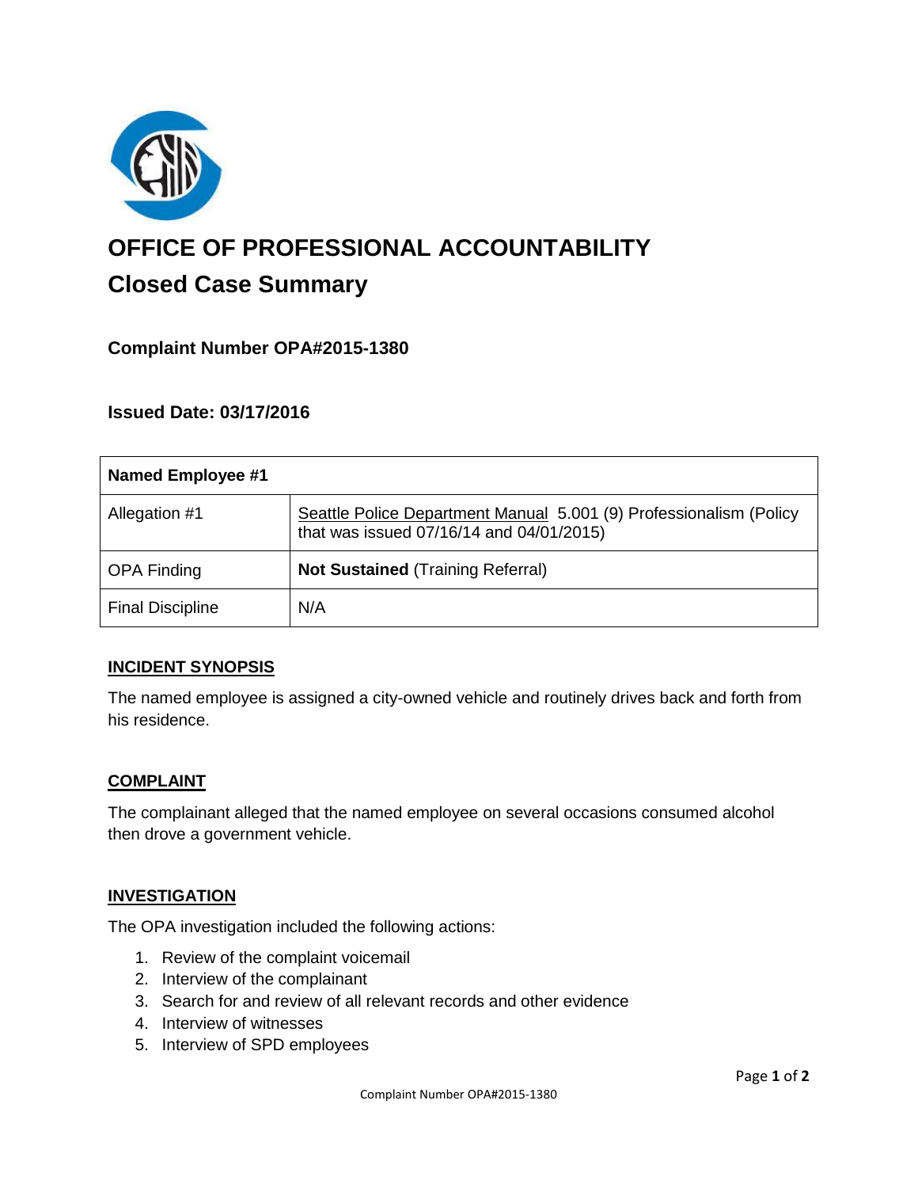# OFFICE OF PROFESSIONAL ACCOUNTABILITY

## Closed Case Summary

### Complaint Number OPA#2015-1380

### Issued Date: 03/17/2016

| **Named Employee #1** | |
|---|---|
| Allegation #1 | Seattle Police Department Manual 5.001 (9) Professionalism (Policy that was issued 07/16/14 and 04/01/2015) |
| OPA Finding | **Not Sustained** (Training Referral) |
| Final Discipline | N/A |

#### INCIDENT SYNOPSIS

The named employee is assigned a city-owned vehicle and routinely drives back and forth from his residence.

#### COMPLAINT

The complainant alleged that the named employee on several occasions consumed alcohol then drove a government vehicle.

#### INVESTIGATION

The OPA investigation included the following actions:

1. Review of the complaint voicemail
2. Interview of the complainant
3. Search for and review of all relevant records and other evidence
4. Interview of witnesses
5. Interview of SPD employees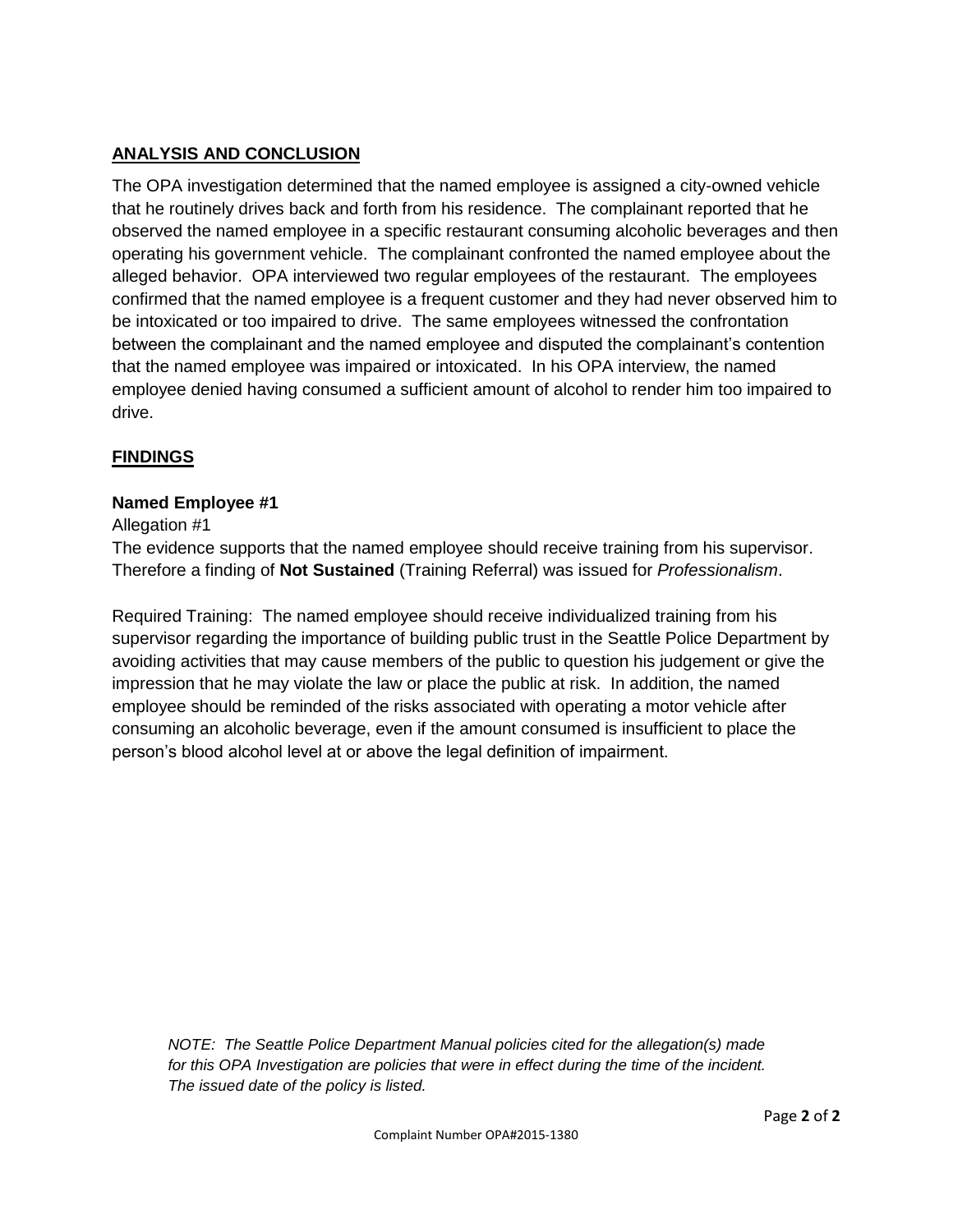## ANALYSIS AND CONCLUSION

The OPA investigation determined that the named employee is assigned a city-owned vehicle that he routinely drives back and forth from his residence. The complainant reported that he observed the named employee in a specific restaurant consuming alcoholic beverages and then operating his government vehicle. The complainant confronted the named employee about the alleged behavior. OPA interviewed two regular employees of the restaurant. The employees confirmed that the named employee is a frequent customer and they had never observed him to be intoxicated or too impaired to drive. The same employees witnessed the confrontation between the complainant and the named employee and disputed the complainant's contention that the named employee was impaired or intoxicated. In his OPA interview, the named employee denied having consumed a sufficient amount of alcohol to render him too impaired to drive.

## FINDINGS

**Named Employee #1**

Allegation #1

The evidence supports that the named employee should receive training from his supervisor. Therefore a finding of **Not Sustained** (Training Referral) was issued for *Professionalism*.

Required Training: The named employee should receive individualized training from his supervisor regarding the importance of building public trust in the Seattle Police Department by avoiding activities that may cause members of the public to question his judgement or give the impression that he may violate the law or place the public at risk. In addition, the named employee should be reminded of the risks associated with operating a motor vehicle after consuming an alcoholic beverage, even if the amount consumed is insufficient to place the person's blood alcohol level at or above the legal definition of impairment.

*NOTE: The Seattle Police Department Manual policies cited for the allegation(s) made for this OPA Investigation are policies that were in effect during the time of the incident. The issued date of the policy is listed.*

Complaint Number OPA#2015-1380